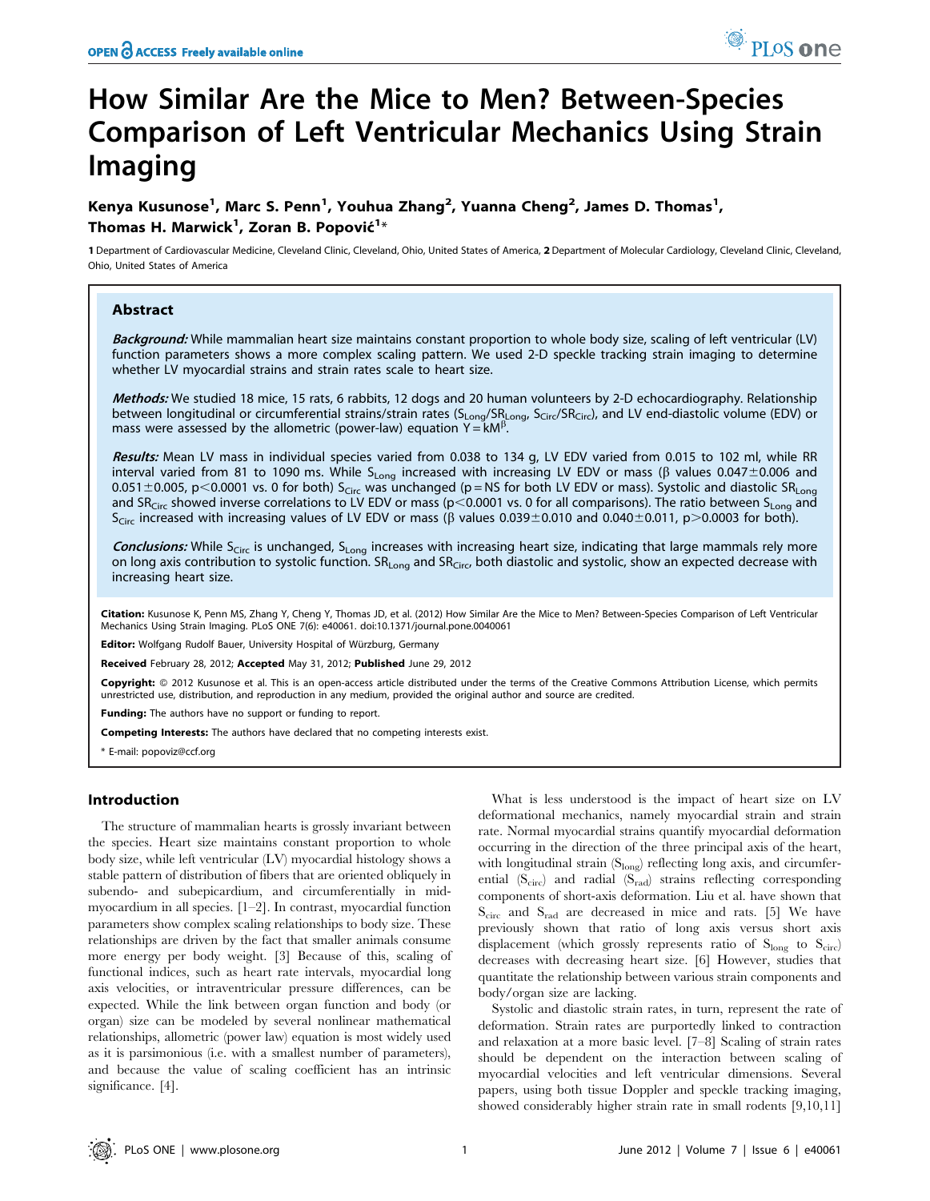# How Similar Are the Mice to Men? Between-Species Comparison of Left Ventricular Mechanics Using Strain Imaging

**Kenya Kusunose[1], Marc S. Penn[1], Youhua Zhang[2], Yuanna Cheng[2], James D. Thomas[1], Thomas H. Marwick[1], Zoran B. Popović[1]***

1 Department of Cardiovascular Medicine, Cleveland Clinic, Cleveland, Ohio, United States of America, 2 Department of Molecular Cardiology, Cleveland Clinic, Cleveland, Ohio, United States of America

## Abstract

***Background:*** While mammalian heart size maintains constant proportion to whole body size, scaling of left ventricular (LV) function parameters shows a more complex scaling pattern. We used 2-D speckle tracking strain imaging to determine whether LV myocardial strains and strain rates scale to heart size.

***Methods:*** We studied 18 mice, 15 rats, 6 rabbits, 12 dogs and 20 human volunteers by 2-D echocardiography. Relationship between longitudinal or circumferential strains/strain rates ($S_{Long}$/$SR_{Long}$, $S_{Circ}$/$SR_{Circ}$), and LV end-diastolic volume (EDV) or mass were assessed by the allometric (power-law) equation $Y = kM^{\beta}$.

***Results:*** Mean LV mass in individual species varied from 0.038 to 134 g, LV EDV varied from 0.015 to 102 ml, while RR interval varied from 81 to 1090 ms. While $S_{Long}$ increased with increasing LV EDV or mass (β values 0.047±0.006 and 0.051±0.005, $p<0.0001$ vs. 0 for both) $S_{Circ}$ was unchanged (p = NS for both LV EDV or mass). Systolic and diastolic $SR_{Long}$ and $SR_{Circ}$ showed inverse correlations to LV EDV or mass ($p<0.0001$ vs. 0 for all comparisons). The ratio between $S_{Long}$ and $S_{Circ}$ increased with increasing values of LV EDV or mass (β values 0.039±0.010 and 0.040±0.011, $p>0.0003$ for both).

***Conclusions:*** While $S_{Circ}$ is unchanged, $S_{Long}$ increases with increasing heart size, indicating that large mammals rely more on long axis contribution to systolic function. $SR_{Long}$ and $SR_{Circ}$, both diastolic and systolic, show an expected decrease with increasing heart size.

**Citation:** Kusunose K, Penn MS, Zhang Y, Cheng Y, Thomas JD, et al. (2012) How Similar Are the Mice to Men? Between-Species Comparison of Left Ventricular Mechanics Using Strain Imaging. PLoS ONE 7(6): e40061. doi:10.1371/journal.pone.0040061

**Editor:** Wolfgang Rudolf Bauer, University Hospital of Würzburg, Germany

**Received** February 28, 2012; **Accepted** May 31, 2012; **Published** June 29, 2012

**Copyright:** © 2012 Kusunose et al. This is an open-access article distributed under the terms of the Creative Commons Attribution License, which permits unrestricted use, distribution, and reproduction in any medium, provided the original author and source are credited.

**Funding:** The authors have no support or funding to report.

**Competing Interests:** The authors have declared that no competing interests exist.

\* E-mail: popoviz@ccf.org

## Introduction

The structure of mammalian hearts is grossly invariant between the species. Heart size maintains constant proportion to whole body size, while left ventricular (LV) myocardial histology shows a stable pattern of distribution of fibers that are oriented obliquely in subendo- and subepicardium, and circumferentially in mid-myocardium in all species. [1–2]. In contrast, myocardial function parameters show complex scaling relationships to body size. These relationships are driven by the fact that smaller animals consume more energy per body weight. [3] Because of this, scaling of functional indices, such as heart rate intervals, myocardial long axis velocities, or intraventricular pressure differences, can be expected. While the link between organ function and body (or organ) size can be modeled by several nonlinear mathematical relationships, allometric (power law) equation is most widely used as it is parsimonious (i.e. with a smallest number of parameters), and because the value of scaling coefficient has an intrinsic significance. [4].

What is less understood is the impact of heart size on LV deformational mechanics, namely myocardial strain and strain rate. Normal myocardial strains quantify myocardial deformation occurring in the direction of the three principal axis of the heart, with longitudinal strain ($S_{long}$) reflecting long axis, and circumferential ($S_{circ}$) and radial ($S_{rad}$) strains reflecting corresponding components of short-axis deformation. Liu et al. have shown that $S_{circ}$ and $S_{rad}$ are decreased in mice and rats. [5] We have previously shown that ratio of long axis versus short axis displacement (which grossly represents ratio of $S_{long}$ to $S_{circ}$) decreases with decreasing heart size. [6] However, studies that quantitate the relationship between various strain components and body/organ size are lacking.

Systolic and diastolic strain rates, in turn, represent the rate of deformation. Strain rates are purportedly linked to contraction and relaxation at a more basic level. [7–8] Scaling of strain rates should be dependent on the interaction between scaling of myocardial velocities and left ventricular dimensions. Several papers, using both tissue Doppler and speckle tracking imaging, showed considerably higher strain rate in small rodents [9,10,11]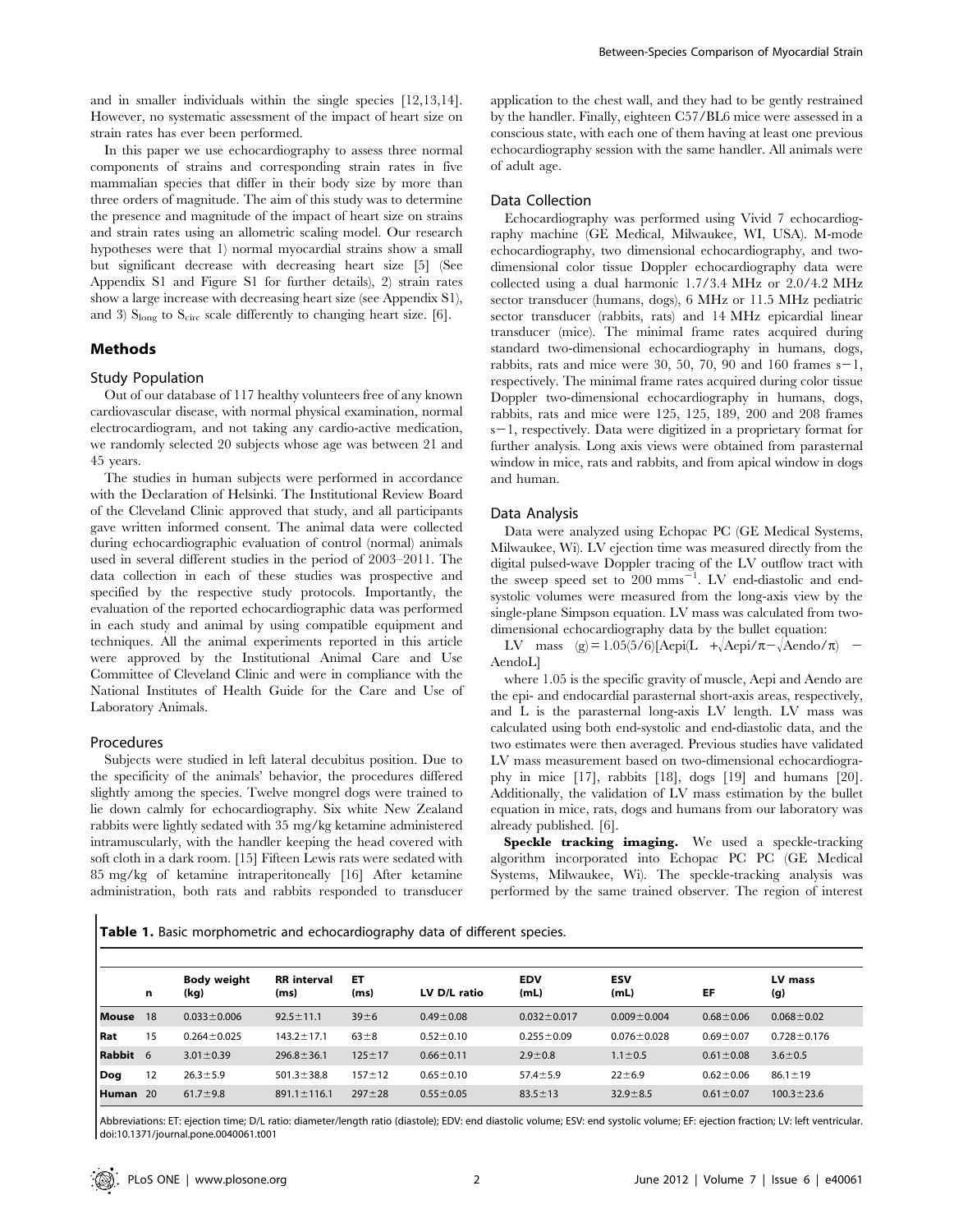and in smaller individuals within the single species [12,13,14]. However, no systematic assessment of the impact of heart size on strain rates has ever been performed.

In this paper we use echocardiography to assess three normal components of strains and corresponding strain rates in five mammalian species that differ in their body size by more than three orders of magnitude. The aim of this study was to determine the presence and magnitude of the impact of heart size on strains and strain rates using an allometric scaling model. Our research hypotheses were that 1) normal myocardial strains show a small but significant decrease with decreasing heart size [5] (See Appendix S1 and Figure S1 for further details), 2) strain rates show a large increase with decreasing heart size (see Appendix S1), and 3) $S_{long}$ to $S_{circ}$ scale differently to changing heart size. [6].

## Methods

### Study Population

Out of our database of 117 healthy volunteers free of any known cardiovascular disease, with normal physical examination, normal electrocardiogram, and not taking any cardio-active medication, we randomly selected 20 subjects whose age was between 21 and 45 years.

The studies in human subjects were performed in accordance with the Declaration of Helsinki. The Institutional Review Board of the Cleveland Clinic approved that study, and all participants gave written informed consent. The animal data were collected during echocardiographic evaluation of control (normal) animals used in several different studies in the period of 2003–2011. The data collection in each of these studies was prospective and specified by the respective study protocols. Importantly, the evaluation of the reported echocardiographic data was performed in each study and animal by using compatible equipment and techniques. All the animal experiments reported in this article were approved by the Institutional Animal Care and Use Committee of Cleveland Clinic and were in compliance with the National Institutes of Health Guide for the Care and Use of Laboratory Animals.

### Procedures

Subjects were studied in left lateral decubitus position. Due to the specificity of the animals' behavior, the procedures differed slightly among the species. Twelve mongrel dogs were trained to lie down calmly for echocardiography. Six white New Zealand rabbits were lightly sedated with 35 mg/kg ketamine administered intramuscularly, with the handler keeping the head covered with soft cloth in a dark room. [15] Fifteen Lewis rats were sedated with 85 mg/kg of ketamine intraperitoneally [16] After ketamine administration, both rats and rabbits responded to transducer application to the chest wall, and they had to be gently restrained by the handler. Finally, eighteen C57/BL6 mice were assessed in a conscious state, with each one of them having at least one previous echocardiography session with the same handler. All animals were of adult age.

### Data Collection

Echocardiography was performed using Vivid 7 echocardiography machine (GE Medical, Milwaukee, WI, USA). M-mode echocardiography, two dimensional echocardiography, and two-dimensional color tissue Doppler echocardiography data were collected using a dual harmonic 1.7/3.4 MHz or 2.0/4.2 MHz sector transducer (humans, dogs), 6 MHz or 11.5 MHz pediatric sector transducer (rabbits, rats) and 14 MHz epicardial linear transducer (mice). The minimal frame rates acquired during standard two-dimensional echocardiography in humans, dogs, rabbits, rats and mice were 30, 50, 70, 90 and 160 frames $s^{-1}$, respectively. The minimal frame rates acquired during color tissue Doppler two-dimensional echocardiography in humans, dogs, rabbits, rats and mice were 125, 125, 189, 200 and 208 frames $s^{-1}$, respectively. Data were digitized in a proprietary format for further analysis. Long axis views were obtained from parasternal window in mice, rats and rabbits, and from apical window in dogs and human.

### Data Analysis

Data were analyzed using Echopac PC (GE Medical Systems, Milwaukee, Wi). LV ejection time was measured directly from the digital pulsed-wave Doppler tracing of the LV outflow tract with the sweep speed set to 200 $mms^{-1}$. LV end-diastolic and end-systolic volumes were measured from the long-axis view by the single-plane Simpson equation. LV mass was calculated from two-dimensional echocardiography data by the bullet equation:

$$\text{LV mass (g)} = 1.05(5/6)[\text{Aepi}(L + \sqrt{\text{Aepi}/\pi} - \sqrt{\text{Aendo}/\pi}) - \text{Aendo}L]$$

where 1.05 is the specific gravity of muscle, Aepi and Aendo are the epi- and endocardial parasternal short-axis areas, respectively, and L is the parasternal long-axis LV length. LV mass was calculated using both end-systolic and end-diastolic data, and the two estimates were then averaged. Previous studies have validated LV mass measurement based on two-dimensional echocardiography in mice [17], rabbits [18], dogs [19] and humans [20]. Additionally, the validation of LV mass estimation by the bullet equation in mice, rats, dogs and humans from our laboratory was already published. [6].

**Speckle tracking imaging.** We used a speckle-tracking algorithm incorporated into Echopac PC PC (GE Medical Systems, Milwaukee, Wi). The speckle-tracking analysis was performed by the same trained observer. The region of interest

**Table 1.** Basic morphometric and echocardiography data of different species.

| | n | Body weight (kg) | RR interval (ms) | ET (ms) | LV D/L ratio | EDV (mL) | ESV (mL) | EF | LV mass (g) |
|---|---|---|---|---|---|---|---|---|---|
| **Mouse** | 18 | 0.033±0.006 | 92.5±11.1 | 39±6 | 0.49±0.08 | 0.032±0.017 | 0.009±0.004 | 0.68±0.06 | 0.068±0.02 |
| **Rat** | 15 | 0.264±0.025 | 143.2±17.1 | 63±8 | 0.52±0.10 | 0.255±0.09 | 0.076±0.028 | 0.69±0.07 | 0.728±0.176 |
| **Rabbit** | 6 | 3.01±0.39 | 296.8±36.1 | 125±17 | 0.66±0.11 | 2.9±0.8 | 1.1±0.5 | 0.61±0.08 | 3.6±0.5 |
| **Dog** | 12 | 26.3±5.9 | 501.3±38.8 | 157±12 | 0.65±0.10 | 57.4±5.9 | 22±6.9 | 0.62±0.06 | 86.1±19 |
| **Human** | 20 | 61.7±9.8 | 891.1±116.1 | 297±28 | 0.55±0.05 | 83.5±13 | 32.9±8.5 | 0.61±0.07 | 100.3±23.6 |

Abbreviations: ET: ejection time; D/L ratio: diameter/length ratio (diastole); EDV: end diastolic volume; ESV: end systolic volume; EF: ejection fraction; LV: left ventricular.
doi:10.1371/journal.pone.0040061.t001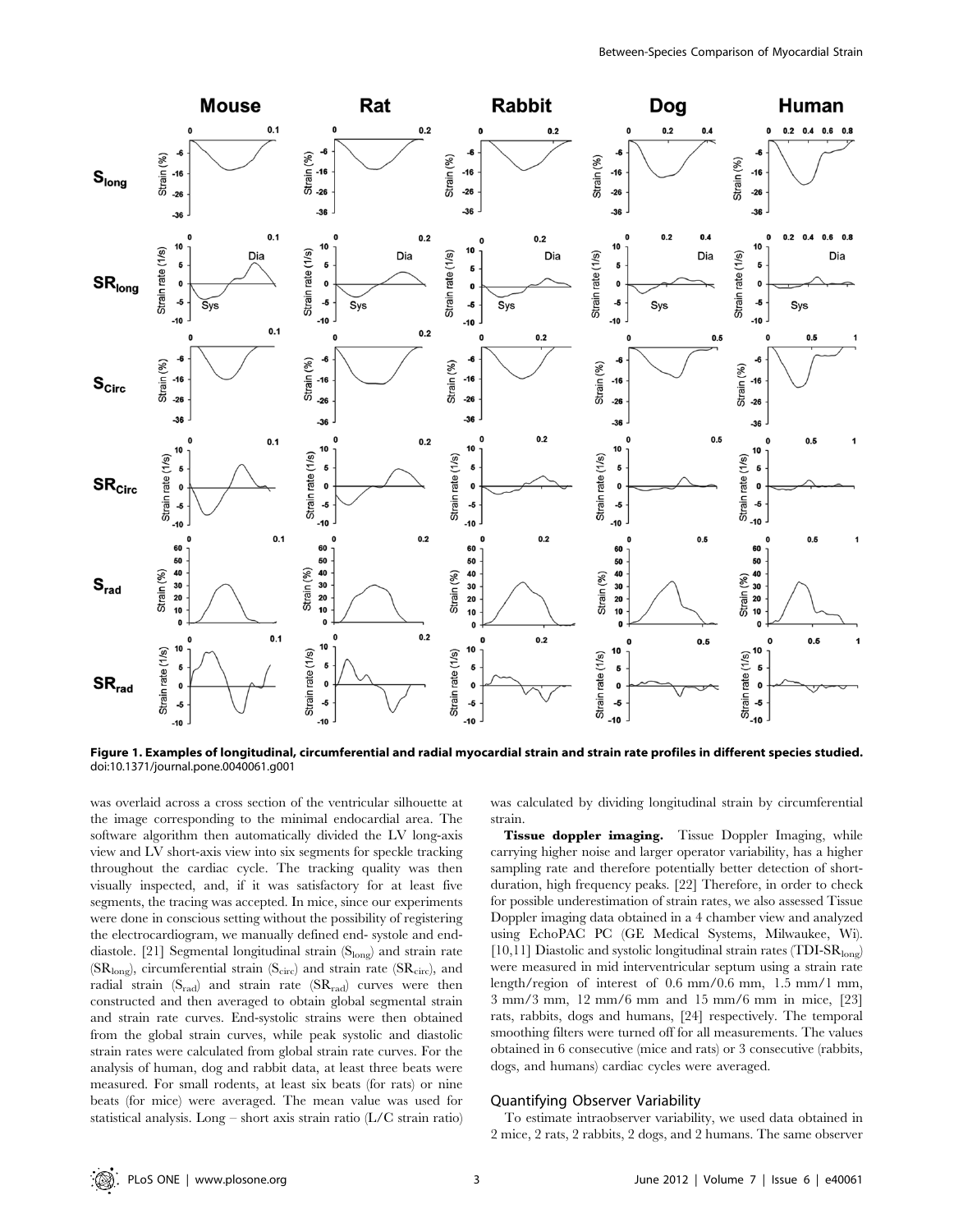**Figure 1. Examples of longitudinal, circumferential and radial myocardial strain and strain rate profiles in different species studied.**
doi:10.1371/journal.pone.0040061.g001

was overlaid across a cross section of the ventricular silhouette at the image corresponding to the minimal endocardial area. The software algorithm then automatically divided the LV long-axis view and LV short-axis view into six segments for speckle tracking throughout the cardiac cycle. The tracking quality was then visually inspected, and, if it was satisfactory for at least five segments, the tracing was accepted. In mice, since our experiments were done in conscious setting without the possibility of registering the electrocardiogram, we manually defined end- systole and end-diastole. [21] Segmental longitudinal strain ($S_{long}$) and strain rate ($SR_{long}$), circumferential strain ($S_{circ}$) and strain rate ($SR_{circ}$), and radial strain ($S_{rad}$) and strain rate ($SR_{rad}$) curves were then constructed and then averaged to obtain global segmental strain and strain rate curves. End-systolic strains were then obtained from the global strain curves, while peak systolic and diastolic strain rates were calculated from global strain rate curves. For the analysis of human, dog and rabbit data, at least three beats were measured. For small rodents, at least six beats (for rats) or nine beats (for mice) were averaged. The mean value was used for statistical analysis. Long – short axis strain ratio (L/C strain ratio) was calculated by dividing longitudinal strain by circumferential strain.

**Tissue doppler imaging.** Tissue Doppler Imaging, while carrying higher noise and larger operator variability, has a higher sampling rate and therefore potentially better detection of short-duration, high frequency peaks. [22] Therefore, in order to check for possible underestimation of strain rates, we also assessed Tissue Doppler imaging data obtained in a 4 chamber view and analyzed using EchoPAC PC (GE Medical Systems, Milwaukee, Wi). [10,11] Diastolic and systolic longitudinal strain rates (TDI-$SR_{long}$) were measured in mid interventricular septum using a strain rate length/region of interest of 0.6 mm/0.6 mm, 1.5 mm/1 mm, 3 mm/3 mm, 12 mm/6 mm and 15 mm/6 mm in mice, [23] rats, rabbits, dogs and humans, [24] respectively. The temporal smoothing filters were turned off for all measurements. The values obtained in 6 consecutive (mice and rats) or 3 consecutive (rabbits, dogs, and humans) cardiac cycles were averaged.

### Quantifying Observer Variability

To estimate intraobserver variability, we used data obtained in 2 mice, 2 rats, 2 rabbits, 2 dogs, and 2 humans. The same observer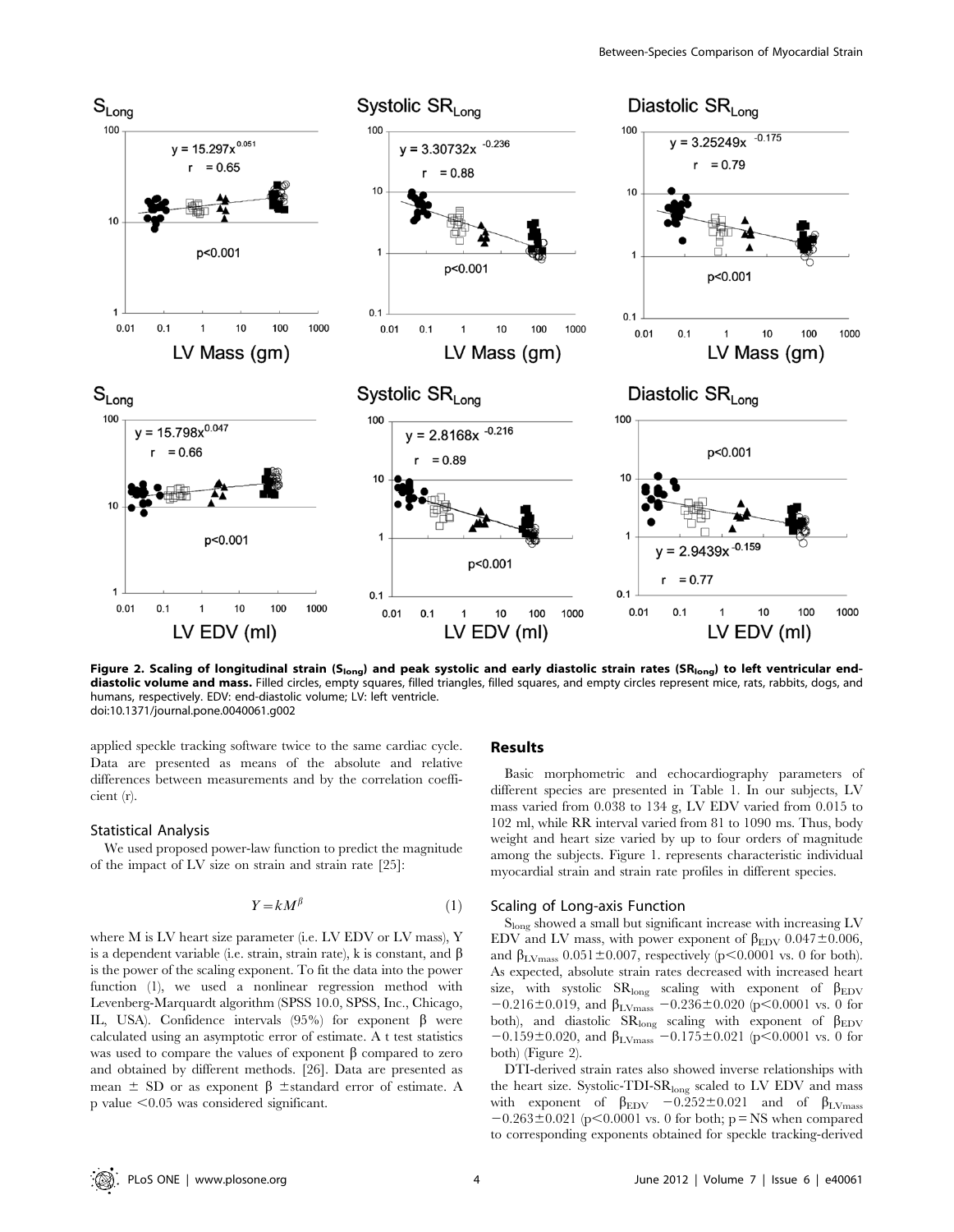**Figure 2. Scaling of longitudinal strain ($S_{long}$) and peak systolic and early diastolic strain rates ($SR_{long}$) to left ventricular end-diastolic volume and mass.** Filled circles, empty squares, filled triangles, filled squares, and empty circles represent mice, rats, rabbits, dogs, and humans, respectively. EDV: end-diastolic volume; LV: left ventricle.
doi:10.1371/journal.pone.0040061.g002

applied speckle tracking software twice to the same cardiac cycle. Data are presented as means of the absolute and relative differences between measurements and by the correlation coefficient (r).

### Statistical Analysis

We used proposed power-law function to predict the magnitude of the impact of LV size on strain and strain rate [25]:

$$Y = kM^{\beta} \quad (1)$$

where M is LV heart size parameter (i.e. LV EDV or LV mass), Y is a dependent variable (i.e. strain, strain rate), k is constant, and $\beta$ is the power of the scaling exponent. To fit the data into the power function (1), we used a nonlinear regression method with Levenberg-Marquardt algorithm (SPSS 10.0, SPSS, Inc., Chicago, IL, USA). Confidence intervals (95%) for exponent $\beta$ were calculated using an asymptotic error of estimate. A t test statistics was used to compare the values of exponent $\beta$ compared to zero and obtained by different methods. [26]. Data are presented as mean $\pm$ SD or as exponent $\beta$ $\pm$standard error of estimate. A p value $<0.05$ was considered significant.

## Results

Basic morphometric and echocardiography parameters of different species are presented in Table 1. In our subjects, LV mass varied from 0.038 to 134 g, LV EDV varied from 0.015 to 102 ml, while RR interval varied from 81 to 1090 ms. Thus, body weight and heart size varied by up to four orders of magnitude among the subjects. Figure 1. represents characteristic individual myocardial strain and strain rate profiles in different species.

### Scaling of Long-axis Function

$S_{long}$ showed a small but significant increase with increasing LV EDV and LV mass, with power exponent of $\beta_{EDV}$ $0.047 \pm 0.006$, and $\beta_{LVmass}$ $0.051 \pm 0.007$, respectively ($p<0.0001$ vs. 0 for both). As expected, absolute strain rates decreased with increased heart size, with systolic $SR_{long}$ scaling with exponent of $\beta_{EDV}$ $-0.216 \pm 0.019$, and $\beta_{LVmass}$ $-0.236 \pm 0.020$ ($p<0.0001$ vs. 0 for both), and diastolic $SR_{long}$ scaling with exponent of $\beta_{EDV}$ $-0.159 \pm 0.020$, and $\beta_{LVmass}$ $-0.175 \pm 0.021$ ($p<0.0001$ vs. 0 for both) (Figure 2).

DTI-derived strain rates also showed inverse relationships with the heart size. Systolic-TDI-$SR_{long}$ scaled to LV EDV and mass with exponent of $\beta_{EDV}$ $-0.252 \pm 0.021$ and of $\beta_{LVmass}$ $-0.263 \pm 0.021$ ($p<0.0001$ vs. 0 for both; p = NS when compared to corresponding exponents obtained for speckle tracking-derived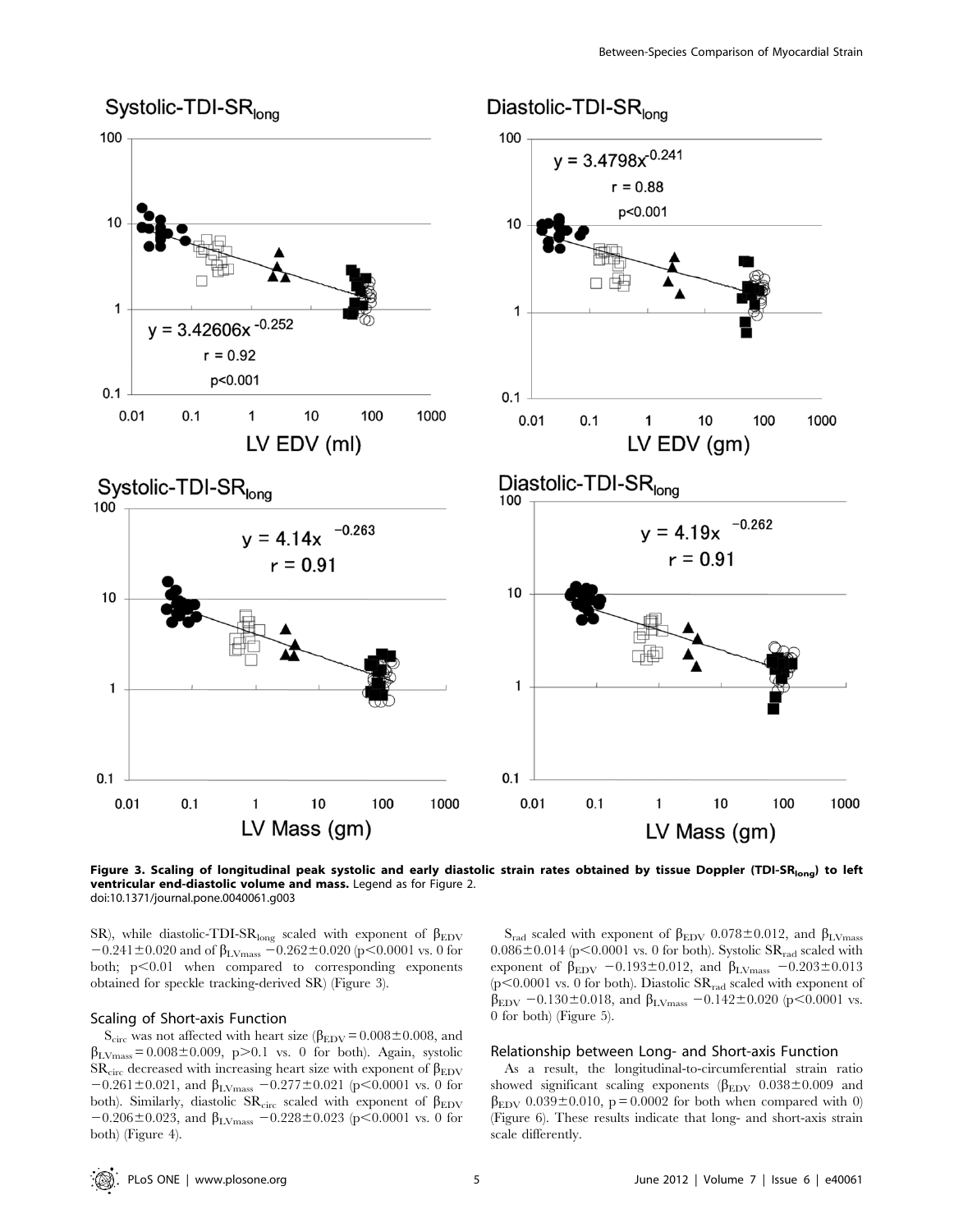**Figure 3. Scaling of longitudinal peak systolic and early diastolic strain rates obtained by tissue Doppler (TDI-SR$_{long}$) to left ventricular end-diastolic volume and mass.** Legend as for Figure 2.
doi:10.1371/journal.pone.0040061.g003

SR), while diastolic-TDI-SR$_{long}$ scaled with exponent of $\beta_{EDV}$ $-0.241\pm0.020$ and of $\beta_{LVmass}$ $-0.262\pm0.020$ ($p<0.0001$ vs. 0 for both; $p<0.01$ when compared to corresponding exponents obtained for speckle tracking-derived SR) (Figure 3).

### Scaling of Short-axis Function

S$_{circ}$ was not affected with heart size ($\beta_{EDV} = 0.008\pm0.008$, and $\beta_{LVmass} = 0.008\pm0.009$, $p>0.1$ vs. 0 for both). Again, systolic SR$_{circ}$ decreased with increasing heart size with exponent of $\beta_{EDV}$ $-0.261\pm0.021$, and $\beta_{LVmass}$ $-0.277\pm0.021$ ($p<0.0001$ vs. 0 for both). Similarly, diastolic SR$_{circ}$ scaled with exponent of $\beta_{EDV}$ $-0.206\pm0.023$, and $\beta_{LVmass}$ $-0.228\pm0.023$ ($p<0.0001$ vs. 0 for both) (Figure 4).

S$_{rad}$ scaled with exponent of $\beta_{EDV}$ $0.078\pm0.012$, and $\beta_{LVmass}$ $0.086\pm0.014$ ($p<0.0001$ vs. 0 for both). Systolic SR$_{rad}$ scaled with exponent of $\beta_{EDV}$ $-0.193\pm0.012$, and $\beta_{LVmass}$ $-0.203\pm0.013$ ($p<0.0001$ vs. 0 for both). Diastolic SR$_{rad}$ scaled with exponent of $\beta_{EDV}$ $-0.130\pm0.018$, and $\beta_{LVmass}$ $-0.142\pm0.020$ ($p<0.0001$ vs. 0 for both) (Figure 5).

### Relationship between Long- and Short-axis Function

As a result, the longitudinal-to-circumferential strain ratio showed significant scaling exponents ($\beta_{EDV}$ $0.038\pm0.009$ and $\beta_{EDV}$ $0.039\pm0.010$, $p = 0.0002$ for both when compared with 0) (Figure 6). These results indicate that long- and short-axis strain scale differently.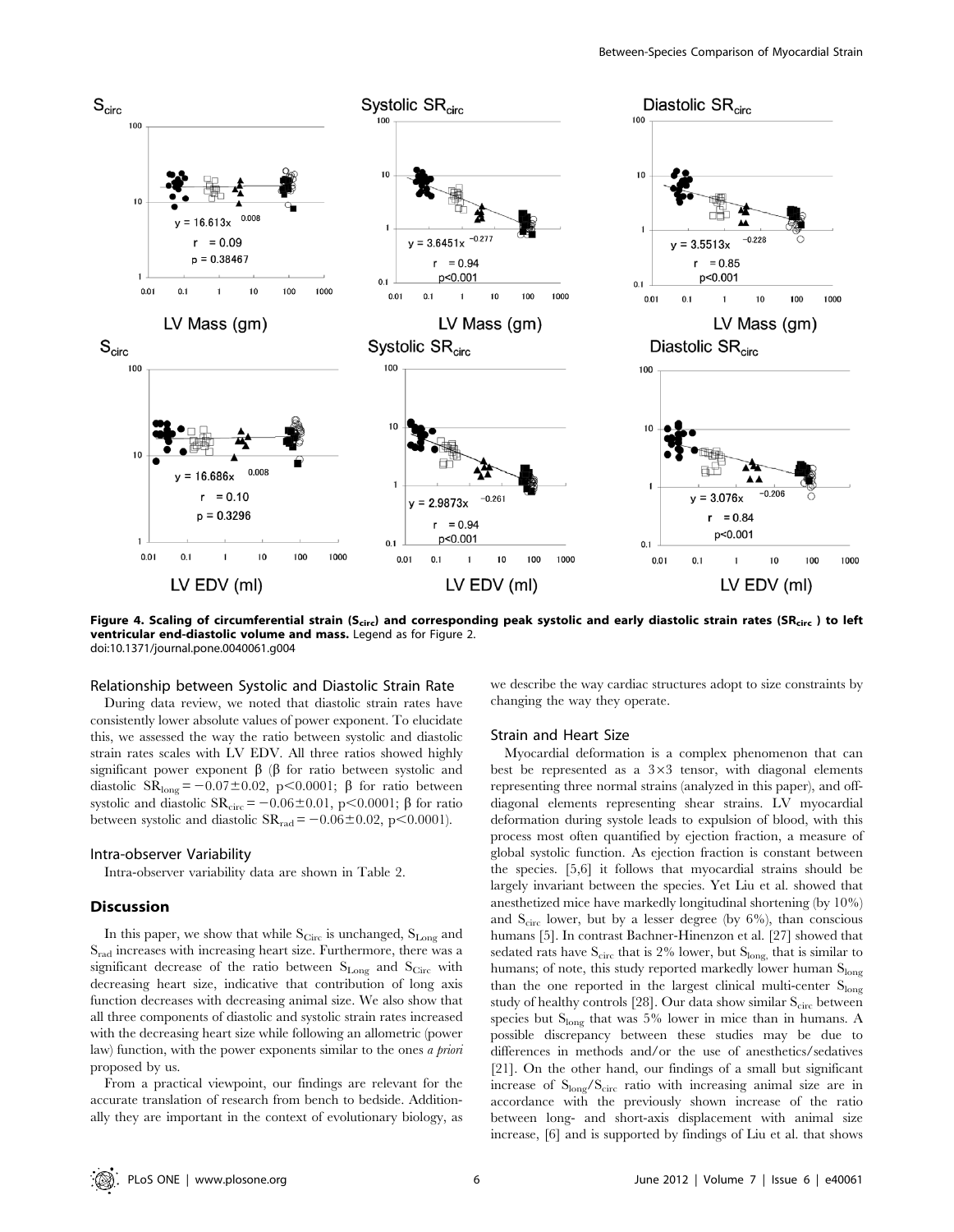**Figure 4. Scaling of circumferential strain ($S_{circ}$) and corresponding peak systolic and early diastolic strain rates ($SR_{circ}$) to left ventricular end-diastolic volume and mass.** Legend as for Figure 2.
doi:10.1371/journal.pone.0040061.g004

### Relationship between Systolic and Diastolic Strain Rate

During data review, we noted that diastolic strain rates have consistently lower absolute values of power exponent. To elucidate this, we assessed the way the ratio between systolic and diastolic strain rates scales with LV EDV. All three ratios showed highly significant power exponent β (β for ratio between systolic and diastolic $SR_{long} = -0.07 \pm 0.02$, $p<0.0001$; β for ratio between systolic and diastolic $SR_{circ} = -0.06 \pm 0.01$, $p<0.0001$; β for ratio between systolic and diastolic $SR_{rad} = -0.06 \pm 0.02$, $p<0.0001$).

### Intra-observer Variability

Intra-observer variability data are shown in Table 2.

## Discussion

In this paper, we show that while $S_{Circ}$ is unchanged, $S_{Long}$ and $S_{rad}$ increases with increasing heart size. Furthermore, there was a significant decrease of the ratio between $S_{Long}$ and $S_{Circ}$ with decreasing heart size, indicative that contribution of long axis function decreases with decreasing animal size. We also show that all three components of diastolic and systolic strain rates increased with the decreasing heart size while following an allometric (power law) function, with the power exponents similar to the ones *a priori* proposed by us.

From a practical viewpoint, our findings are relevant for the accurate translation of research from bench to bedside. Additionally they are important in the context of evolutionary biology, as we describe the way cardiac structures adopt to size constraints by changing the way they operate.

### Strain and Heart Size

Myocardial deformation is a complex phenomenon that can best be represented as a 3×3 tensor, with diagonal elements representing three normal strains (analyzed in this paper), and off-diagonal elements representing shear strains. LV myocardial deformation during systole leads to expulsion of blood, with this process most often quantified by ejection fraction, a measure of global systolic function. As ejection fraction is constant between the species. [5,6] it follows that myocardial strains should be largely invariant between the species. Yet Liu et al. showed that anesthetized mice have markedly longitudinal shortening (by 10%) and $S_{circ}$ lower, but by a lesser degree (by 6%), than conscious humans [5]. In contrast Bachner-Hinenzon et al. [27] showed that sedated rats have $S_{circ}$ that is 2% lower, but $S_{long}$, that is similar to humans; of note, this study reported markedly lower human $S_{long}$ than the one reported in the largest clinical multi-center $S_{long}$ study of healthy controls [28]. Our data show similar $S_{circ}$ between species but $S_{long}$ that was 5% lower in mice than in humans. A possible discrepancy between these studies may be due to differences in methods and/or the use of anesthetics/sedatives [21]. On the other hand, our findings of a small but significant increase of $S_{long}/S_{circ}$ ratio with increasing animal size are in accordance with the previously shown increase of the ratio between long- and short-axis displacement with animal size increase, [6] and is supported by findings of Liu et al. that shows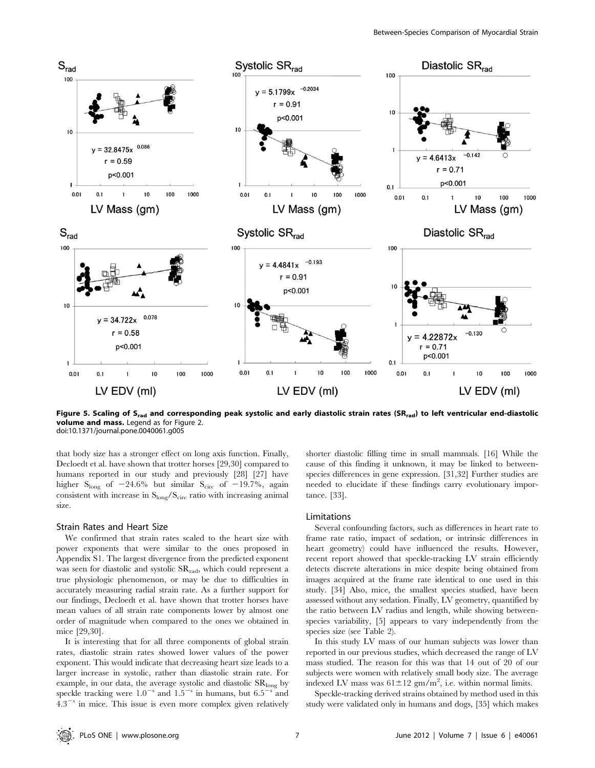**Figure 5. Scaling of $S_{rad}$ and corresponding peak systolic and early diastolic strain rates ($SR_{rad}$) to left ventricular end-diastolic volume and mass.** Legend as for Figure 2.
doi:10.1371/journal.pone.0040061.g005

that body size has a stronger effect on long axis function. Finally, Decloedt et al. have shown that trotter horses [29,30] compared to humans reported in our study and previously [28] [27] have higher $S_{long}$ of −24.6% but similar $S_{circ}$ of −19.7%, again consistent with increase in $S_{long}/S_{circ}$ ratio with increasing animal size.

### Strain Rates and Heart Size

We confirmed that strain rates scaled to the heart size with power exponents that were similar to the ones proposed in Appendix S1. The largest divergence from the predicted exponent was seen for diastolic and systolic $SR_{rad}$, which could represent a true physiologic phenomenon, or may be due to difficulties in accurately measuring radial strain rate. As a further support for our findings, Decloedt et al. have shown that trotter horses have mean values of all strain rate components lower by almost one order of magnitude when compared to the ones we obtained in mice [29,30].

It is interesting that for all three components of global strain rates, diastolic strain rates showed lower values of the power exponent. This would indicate that decreasing heart size leads to a larger increase in systolic, rather than diastolic strain rate. For example, in our data, the average systolic and diastolic $SR_{long}$ by speckle tracking were $1.0^{-s}$ and $1.5^{-s}$ in humans, but $6.5^{-s}$ and $4.3^{-s}$ in mice. This issue is even more complex given relatively shorter diastolic filling time in small mammals. [16] While the cause of this finding it unknown, it may be linked to between-species differences in gene expression. [31,32] Further studies are needed to elucidate if these findings carry evolutionary importance. [33].

### Limitations

Several confounding factors, such as differences in heart rate to frame rate ratio, impact of sedation, or intrinsic differences in heart geometry) could have influenced the results. However, recent report showed that speckle-tracking LV strain efficiently detects discrete alterations in mice despite being obtained from images acquired at the frame rate identical to one used in this study. [34] Also, mice, the smallest species studied, have been assessed without any sedation. Finally, LV geometry, quantified by the ratio between LV radius and length, while showing between-species variability, [5] appears to vary independently from the species size (see Table 2).

In this study LV mass of our human subjects was lower than reported in our previous studies, which decreased the range of LV mass studied. The reason for this was that 14 out of 20 of our subjects were women with relatively small body size. The average indexed LV mass was $61\pm12$ gm/m$^2$, i.e. within normal limits.

Speckle-tracking derived strains obtained by method used in this study were validated only in humans and dogs, [35] which makes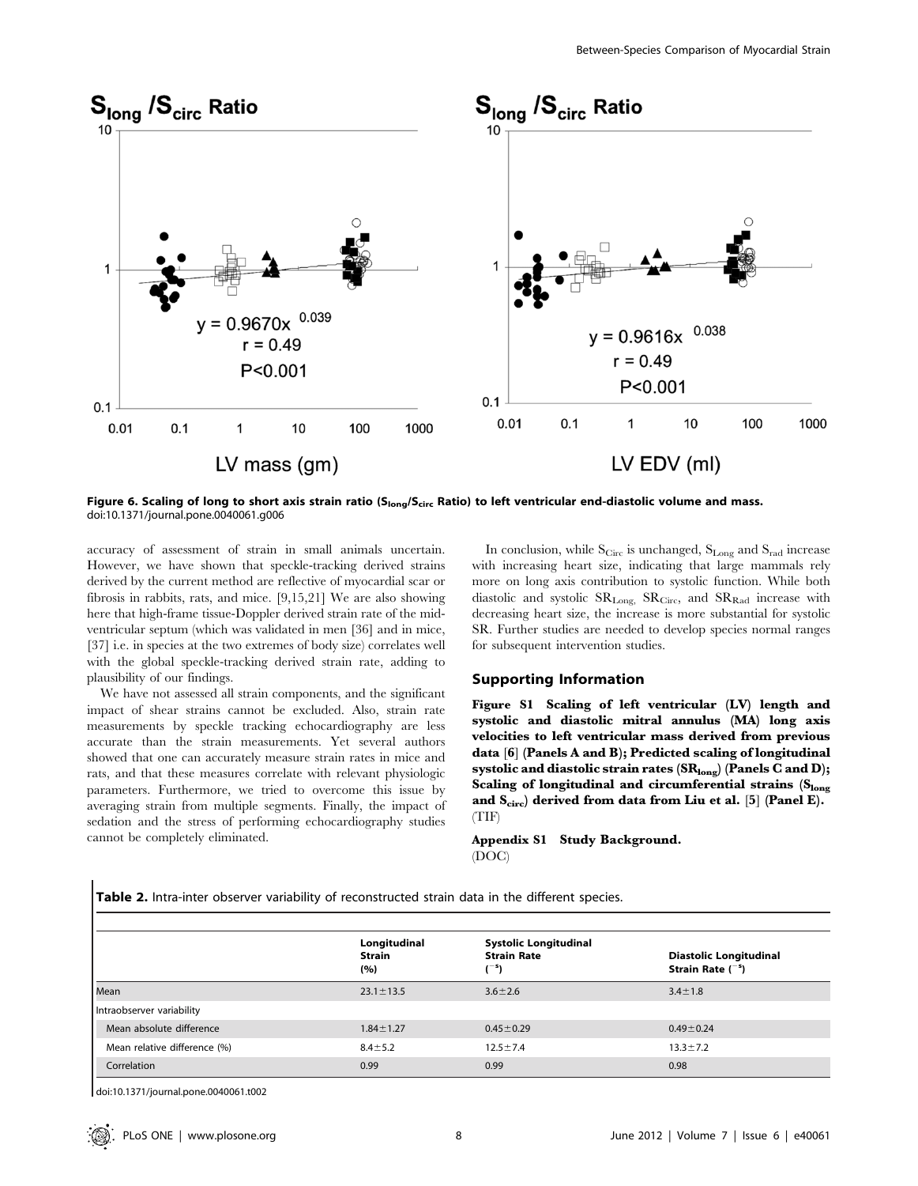Figure 6. Scaling of long to short axis strain ratio ($S_{long}/S_{circ}$ Ratio) to left ventricular end-diastolic volume and mass.
doi:10.1371/journal.pone.0040061.g006

accuracy of assessment of strain in small animals uncertain. However, we have shown that speckle-tracking derived strains derived by the current method are reflective of myocardial scar or fibrosis in rabbits, rats, and mice. [9,15,21] We are also showing here that high-frame tissue-Doppler derived strain rate of the mid-ventricular septum (which was validated in men [36] and in mice, [37] i.e. in species at the two extremes of body size) correlates well with the global speckle-tracking derived strain rate, adding to plausibility of our findings.

We have not assessed all strain components, and the significant impact of shear strains cannot be excluded. Also, strain rate measurements by speckle tracking echocardiography are less accurate than the strain measurements. Yet several authors showed that one can accurately measure strain rates in mice and rats, and that these measures correlate with relevant physiologic parameters. Furthermore, we tried to overcome this issue by averaging strain from multiple segments. Finally, the impact of sedation and the stress of performing echocardiography studies cannot be completely eliminated.

In conclusion, while $S_{Circ}$ is unchanged, $S_{Long}$ and $S_{rad}$ increase with increasing heart size, indicating that large mammals rely more on long axis contribution to systolic function. While both diastolic and systolic $SR_{Long}$, $SR_{Circ}$, and $SR_{Rad}$ increase with decreasing heart size, the increase is more substantial for systolic SR. Further studies are needed to develop species normal ranges for subsequent intervention studies.

## Supporting Information

**Figure S1 Scaling of left ventricular (LV) length and systolic and diastolic mitral annulus (MA) long axis velocities to left ventricular mass derived from previous data [6] (Panels A and B); Predicted scaling of longitudinal systolic and diastolic strain rates ($SR_{long}$) (Panels C and D); Scaling of longitudinal and circumferential strains ($S_{long}$ and $S_{circ}$) derived from data from Liu et al. [5] (Panel E).**
(TIF)

**Appendix S1 Study Background.**
(DOC)

**Table 2.** Intra-inter observer variability of reconstructed strain data in the different species.

| | Longitudinal Strain (%) | Systolic Longitudinal Strain Rate ($^{-s}$) | Diastolic Longitudinal Strain Rate ($^{-s}$) |
|---|---|---|---|
| Mean | 23.1±13.5 | 3.6±2.6 | 3.4±1.8 |
| Intraobserver variability | | | |
| Mean absolute difference | 1.84±1.27 | 0.45±0.29 | 0.49±0.24 |
| Mean relative difference (%) | 8.4±5.2 | 12.5±7.4 | 13.3±7.2 |
| Correlation | 0.99 | 0.99 | 0.98 |

doi:10.1371/journal.pone.0040061.t002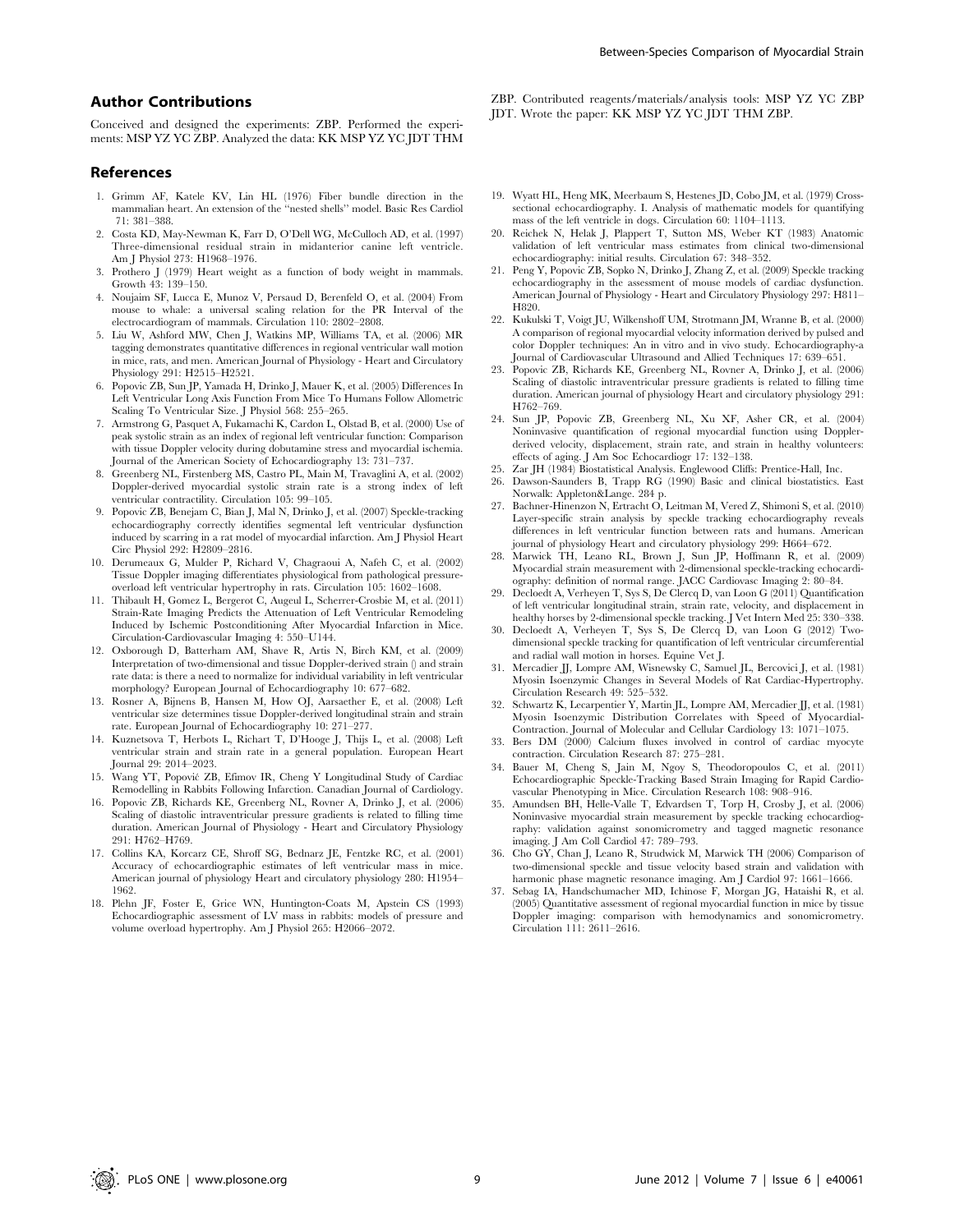## Author Contributions

Conceived and designed the experiments: ZBP. Performed the experiments: MSP YZ YC ZBP. Analyzed the data: KK MSP YZ YC JDT THM ZBP. Contributed reagents/materials/analysis tools: MSP YZ YC ZBP JDT. Wrote the paper: KK MSP YZ YC JDT THM ZBP.

## References

1. Grimm AF, Katele KV, Lin HL (1976) Fiber bundle direction in the mammalian heart. An extension of the "nested shells" model. Basic Res Cardiol 71: 381–388.
2. Costa KD, May-Newman K, Farr D, O'Dell WG, McCulloch AD, et al. (1997) Three-dimensional residual strain in midanterior canine left ventricle. Am J Physiol 273: H1968–1976.
3. Prothero J (1979) Heart weight as a function of body weight in mammals. Growth 43: 139–150.
4. Noujaim SF, Lucca E, Munoz V, Persaud D, Berenfeld O, et al. (2004) From mouse to whale: a universal scaling relation for the PR Interval of the electrocardiogram of mammals. Circulation 110: 2802–2808.
5. Liu W, Ashford MW, Chen J, Watkins MP, Williams TA, et al. (2006) MR tagging demonstrates quantitative differences in regional ventricular wall motion in mice, rats, and men. American Journal of Physiology - Heart and Circulatory Physiology 291: H2515–H2521.
6. Popovic ZB, Sun JP, Yamada H, Drinko J, Mauer K, et al. (2005) Differences In Left Ventricular Long Axis Function From Mice To Humans Follow Allometric Scaling To Ventricular Size. J Physiol 568: 255–265.
7. Armstrong G, Pasquet A, Fukamachi K, Cardon L, Olstad B, et al. (2000) Use of peak systolic strain as an index of regional left ventricular function: Comparison with tissue Doppler velocity during dobutamine stress and myocardial ischemia. Journal of the American Society of Echocardiography 13: 731–737.
8. Greenberg NL, Firstenberg MS, Castro PL, Main M, Travaglini A, et al. (2002) Doppler-derived myocardial systolic strain rate is a strong index of left ventricular contractility. Circulation 105: 99–105.
9. Popovic ZB, Benejam C, Bian J, Mal N, Drinko J, et al. (2007) Speckle-tracking echocardiography correctly identifies segmental left ventricular dysfunction induced by scarring in a rat model of myocardial infarction. Am J Physiol Heart Circ Physiol 292: H2809–2816.
10. Derumeaux G, Mulder P, Richard V, Chagraoui A, Nafeh C, et al. (2002) Tissue Doppler imaging differentiates physiological from pathological pressure-overload left ventricular hypertrophy in rats. Circulation 105: 1602–1608.
11. Thibault H, Gomez L, Bergerot C, Augeul L, Scherrer-Crosbie M, et al. (2011) Strain-Rate Imaging Predicts the Attenuation of Left Ventricular Remodeling Induced by Ischemic Postconditioning After Myocardial Infarction in Mice. Circulation-Cardiovascular Imaging 4: 550–U144.
12. Oxborough D, Batterham AM, Shave R, Artis N, Birch KM, et al. (2009) Interpretation of two-dimensional and tissue Doppler-derived strain () and strain rate data: is there a need to normalize for individual variability in left ventricular morphology? European Journal of Echocardiography 10: 677–682.
13. Rosner A, Bijnens B, Hansen M, How OJ, Aarsaether E, et al. (2008) Left ventricular size determines tissue Doppler-derived longitudinal strain and strain rate. European Journal of Echocardiography 10: 271–277.
14. Kuznetsova T, Herbots L, Richart T, D'Hooge J, Thijs L, et al. (2008) Left ventricular strain and strain rate in a general population. European Heart Journal 29: 2014–2023.
15. Wang YT, Popović ZB, Efimov IR, Cheng Y Longitudinal Study of Cardiac Remodelling in Rabbits Following Infarction. Canadian Journal of Cardiology.
16. Popovic ZB, Richards KE, Greenberg NL, Rovner A, Drinko J, et al. (2006) Scaling of diastolic intraventricular pressure gradients is related to filling time duration. American Journal of Physiology - Heart and Circulatory Physiology 291: H762–H769.
17. Collins KA, Korcarz CE, Shroff SG, Bednarz JE, Fentzke RC, et al. (2001) Accuracy of echocardiographic estimates of left ventricular mass in mice. American journal of physiology Heart and circulatory physiology 280: H1954–1962.
18. Plehn JF, Foster E, Grice WN, Huntington-Coats M, Apstein CS (1993) Echocardiographic assessment of LV mass in rabbits: models of pressure and volume overload hypertrophy. Am J Physiol 265: H2066–2072.
19. Wyatt HL, Heng MK, Meerbaum S, Hestenes JD, Cobo JM, et al. (1979) Cross-sectional echocardiography. I. Analysis of mathematic models for quantifying mass of the left ventricle in dogs. Circulation 60: 1104–1113.
20. Reichek N, Helak J, Plappert T, Sutton MS, Weber KT (1983) Anatomic validation of left ventricular mass estimates from clinical two-dimensional echocardiography: initial results. Circulation 67: 348–352.
21. Peng Y, Popovic ZB, Sopko N, Drinko J, Zhang Z, et al. (2009) Speckle tracking echocardiography in the assessment of mouse models of cardiac dysfunction. American Journal of Physiology - Heart and Circulatory Physiology 297: H811–H820.
22. Kukulski T, Voigt JU, Wilkenshoff UM, Strotmann JM, Wranne B, et al. (2000) A comparison of regional myocardial velocity information derived by pulsed and color Doppler techniques: An in vitro and in vivo study. Echocardiography-a Journal of Cardiovascular Ultrasound and Allied Techniques 17: 639–651.
23. Popovic ZB, Richards KE, Greenberg NL, Rovner A, Drinko J, et al. (2006) Scaling of diastolic intraventricular pressure gradients is related to filling time duration. American journal of physiology Heart and circulatory physiology 291: H762–769.
24. Sun JP, Popovic ZB, Greenberg NL, Xu XF, Asher CR, et al. (2004) Noninvasive quantification of regional myocardial function using Doppler-derived velocity, displacement, strain rate, and strain in healthy volunteers: effects of aging. J Am Soc Echocardiogr 17: 132–138.
25. Zar JH (1984) Biostatistical Analysis. Englewood Cliffs: Prentice-Hall, Inc.
26. Dawson-Saunders B, Trapp RG (1990) Basic and clinical biostatistics. East Norwalk: Appleton&Lange. 284 p.
27. Bachner-Hinenzon N, Ertracht O, Leitman M, Vered Z, Shimoni S, et al. (2010) Layer-specific strain analysis by speckle tracking echocardiography reveals differences in left ventricular function between rats and humans. American journal of physiology Heart and circulatory physiology 299: H664–672.
28. Marwick TH, Leano RL, Brown J, Sun JP, Hoffmann R, et al. (2009) Myocardial strain measurement with 2-dimensional speckle-tracking echocardiography: definition of normal range. JACC Cardiovasc Imaging 2: 80–84.
29. Decloedt A, Verheyen T, Sys S, De Clercq D, van Loon G (2011) Quantification of left ventricular longitudinal strain, strain rate, velocity, and displacement in healthy horses by 2-dimensional speckle tracking. J Vet Intern Med 25: 330–338.
30. Decloedt A, Verheyen T, Sys S, De Clercq D, van Loon G (2012) Two-dimensional speckle tracking for quantification of left ventricular circumferential and radial wall motion in horses. Equine Vet J.
31. Mercadier JJ, Lompre AM, Wisnewsky C, Samuel JL, Bercovici J, et al. (1981) Myosin Isoenzymic Changes in Several Models of Rat Cardiac-Hypertrophy. Circulation Research 49: 525–532.
32. Schwartz K, Lecarpentier Y, Martin JL, Lompre AM, Mercadier JJ, et al. (1981) Myosin Isoenzymic Distribution Correlates with Speed of Myocardial-Contraction. Journal of Molecular and Cellular Cardiology 13: 1071–1075.
33. Bers DM (2000) Calcium fluxes involved in control of cardiac myocyte contraction. Circulation Research 87: 275–281.
34. Bauer M, Cheng S, Jain M, Ngoy S, Theodoropoulos C, et al. (2011) Echocardiographic Speckle-Tracking Based Strain Imaging for Rapid Cardiovascular Phenotyping in Mice. Circulation Research 108: 908–916.
35. Amundsen BH, Helle-Valle T, Edvardsen T, Torp H, Crosby J, et al. (2006) Noninvasive myocardial strain measurement by speckle tracking echocardiography: validation against sonomicrometry and tagged magnetic resonance imaging. J Am Coll Cardiol 47: 789–793.
36. Cho GY, Chan J, Leano R, Strudwick M, Marwick TH (2006) Comparison of two-dimensional speckle and tissue velocity based strain and validation with harmonic phase magnetic resonance imaging. Am J Cardiol 97: 1661–1666.
37. Sebag IA, Handschumacher MD, Ichinose F, Morgan JG, Hataishi R, et al. (2005) Quantitative assessment of regional myocardial function in mice by tissue Doppler imaging: comparison with hemodynamics and sonomicrometry. Circulation 111: 2611–2616.